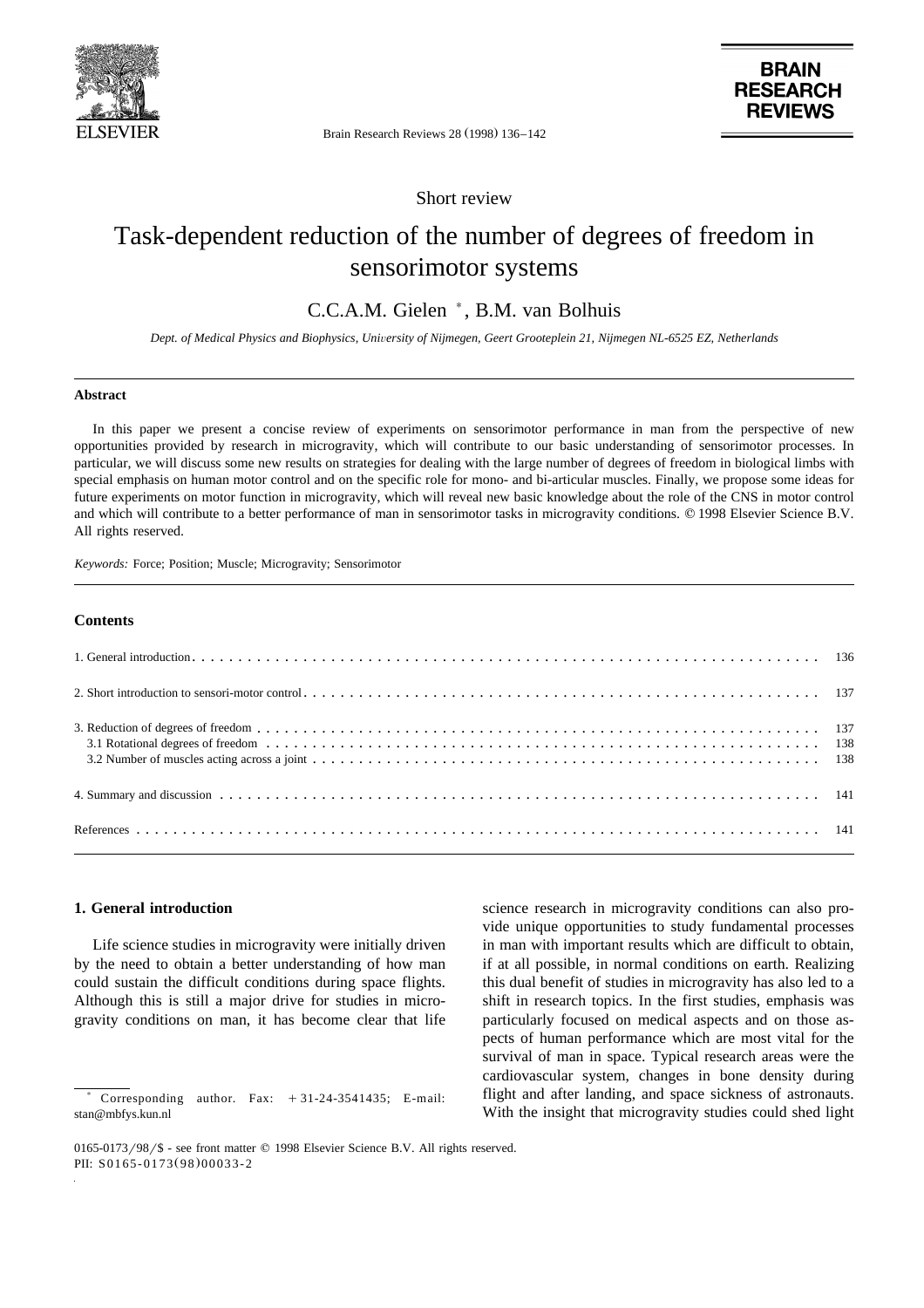Short review

# Task-dependent reduction of the number of degrees of freedom in sensorimotor systems

C.C.A.M. Gielen *, B.M. van Bolhuis

*Dept. of Medical Physics and Biophysics, University of Nijmegen, Geert Grooteplein 21, Nijmegen NL-6525 EZ, Netherlands*

## Abstract

In this paper we present a concise review of experiments on sensorimotor performance in man from the perspective of new opportunities provided by research in microgravity, which will contribute to our basic understanding of sensorimotor processes. In particular, we will discuss some new results on strategies for dealing with the large number of degrees of freedom in biological limbs with special emphasis on human motor control and on the specific role for mono- and bi-articular muscles. Finally, we propose some ideas for future experiments on motor function in microgravity, which will reveal new basic knowledge about the role of the CNS in motor control and which will contribute to a better performance of man in sensorimotor tasks in microgravity conditions. © 1998 Elsevier Science B.V. All rights reserved.

*Keywords:* Force; Position; Muscle; Microgravity; Sensorimotor

## Contents

| | |
|---|---|
| 1. General introduction | 136 |
| 2. Short introduction to sensori-motor control | 137 |
| 3. Reduction of degrees of freedom | 137 |
| 3.1 Rotational degrees of freedom | 138 |
| 3.2 Number of muscles acting across a joint | 138 |
| 4. Summary and discussion | 141 |
| References | 141 |

## 1. General introduction

Life science studies in microgravity were initially driven by the need to obtain a better understanding of how man could sustain the difficult conditions during space flights. Although this is still a major drive for studies in microgravity conditions on man, it has become clear that life science research in microgravity conditions can also provide unique opportunities to study fundamental processes in man with important results which are difficult to obtain, if at all possible, in normal conditions on earth. Realizing this dual benefit of studies in microgravity has also led to a shift in research topics. In the first studies, emphasis was particularly focused on medical aspects and on those aspects of human performance which are most vital for the survival of man in space. Typical research areas were the cardiovascular system, changes in bone density during flight and after landing, and space sickness of astronauts. With the insight that microgravity studies could shed light

* Corresponding author. Fax: +31-24-3541435; E-mail: stan@mbfys.kun.nl

0165-0173/98/$ - see front matter © 1998 Elsevier Science B.V. All rights reserved.
PII: S0165-0173(98)00033-2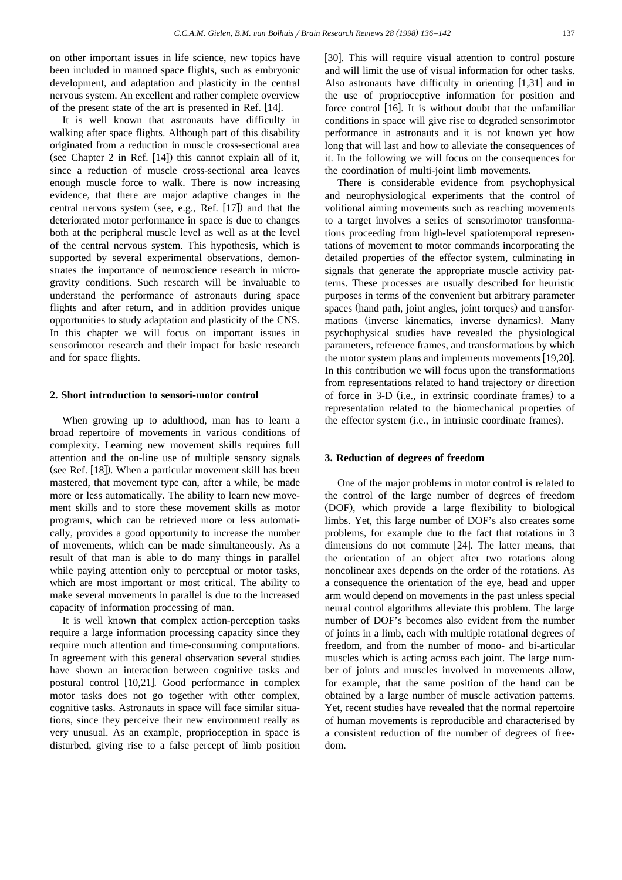on other important issues in life science, new topics have been included in manned space flights, such as embryonic development, and adaptation and plasticity in the central nervous system. An excellent and rather complete overview of the present state of the art is presented in Ref. [14].

It is well known that astronauts have difficulty in walking after space flights. Although part of this disability originated from a reduction in muscle cross-sectional area (see Chapter 2 in Ref. [14]) this cannot explain all of it, since a reduction of muscle cross-sectional area leaves enough muscle force to walk. There is now increasing evidence, that there are major adaptive changes in the central nervous system (see, e.g., Ref. [17]) and that the deteriorated motor performance in space is due to changes both at the peripheral muscle level as well as at the level of the central nervous system. This hypothesis, which is supported by several experimental observations, demonstrates the importance of neuroscience research in microgravity conditions. Such research will be invaluable to understand the performance of astronauts during space flights and after return, and in addition provides unique opportunities to study adaptation and plasticity of the CNS. In this chapter we will focus on important issues in sensorimotor research and their impact for basic research and for space flights.

## 2. Short introduction to sensori-motor control

When growing up to adulthood, man has to learn a broad repertoire of movements in various conditions of complexity. Learning new movement skills requires full attention and the on-line use of multiple sensory signals (see Ref. [18]). When a particular movement skill has been mastered, that movement type can, after a while, be made more or less automatically. The ability to learn new movement skills and to store these movement skills as motor programs, which can be retrieved more or less automatically, provides a good opportunity to increase the number of movements, which can be made simultaneously. As a result of that man is able to do many things in parallel while paying attention only to perceptual or motor tasks, which are most important or most critical. The ability to make several movements in parallel is due to the increased capacity of information processing of man.

It is well known that complex action-perception tasks require a large information processing capacity since they require much attention and time-consuming computations. In agreement with this general observation several studies have shown an interaction between cognitive tasks and postural control [10,21]. Good performance in complex motor tasks does not go together with other complex, cognitive tasks. Astronauts in space will face similar situations, since they perceive their new environment really as very unusual. As an example, proprioception in space is disturbed, giving rise to a false percept of limb position [30]. This will require visual attention to control posture and will limit the use of visual information for other tasks. Also astronauts have difficulty in orienting [1,31] and in the use of proprioceptive information for position and force control [16]. It is without doubt that the unfamiliar conditions in space will give rise to degraded sensorimotor performance in astronauts and it is not known yet how long that will last and how to alleviate the consequences of it. In the following we will focus on the consequences for the coordination of multi-joint limb movements.

There is considerable evidence from psychophysical and neurophysiological experiments that the control of volitional aiming movements such as reaching movements to a target involves a series of sensorimotor transformations proceeding from high-level spatiotemporal representations of movement to motor commands incorporating the detailed properties of the effector system, culminating in signals that generate the appropriate muscle activity patterns. These processes are usually described for heuristic purposes in terms of the convenient but arbitrary parameter spaces (hand path, joint angles, joint torques) and transformations (inverse kinematics, inverse dynamics). Many psychophysical studies have revealed the physiological parameters, reference frames, and transformations by which the motor system plans and implements movements [19,20]. In this contribution we will focus upon the transformations from representations related to hand trajectory or direction of force in 3-D (i.e., in extrinsic coordinate frames) to a representation related to the biomechanical properties of the effector system (i.e., in intrinsic coordinate frames).

## 3. Reduction of degrees of freedom

One of the major problems in motor control is related to the control of the large number of degrees of freedom (DOF), which provide a large flexibility to biological limbs. Yet, this large number of DOF's also creates some problems, for example due to the fact that rotations in 3 dimensions do not commute [24]. The latter means, that the orientation of an object after two rotations along noncolinear axes depends on the order of the rotations. As a consequence the orientation of the eye, head and upper arm would depend on movements in the past unless special neural control algorithms alleviate this problem. The large number of DOF's becomes also evident from the number of joints in a limb, each with multiple rotational degrees of freedom, and from the number of mono- and bi-articular muscles which is acting across each joint. The large number of joints and muscles involved in movements allow, for example, that the same position of the hand can be obtained by a large number of muscle activation patterns. Yet, recent studies have revealed that the normal repertoire of human movements is reproducible and characterised by a consistent reduction of the number of degrees of freedom.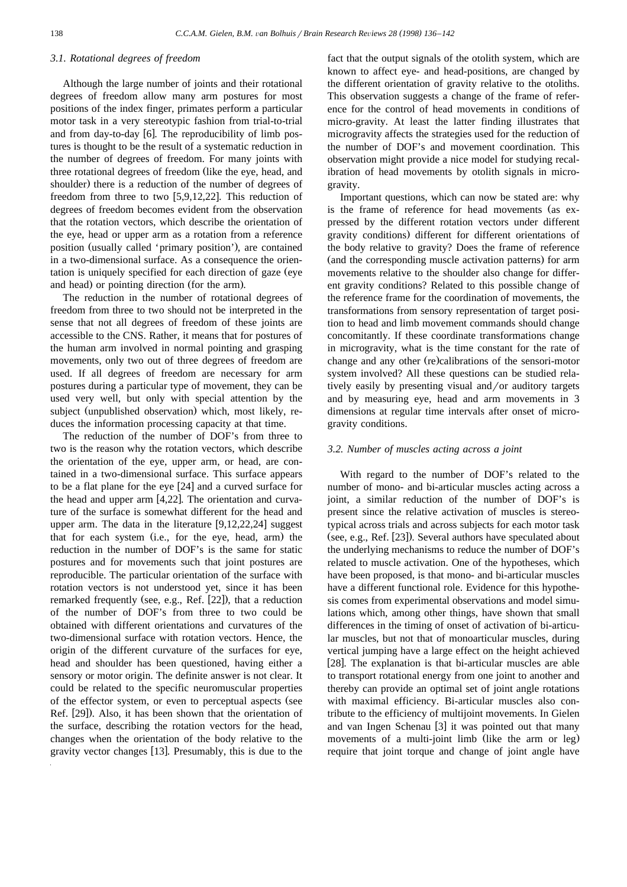### 3.1. Rotational degrees of freedom

Although the large number of joints and their rotational degrees of freedom allow many arm postures for most positions of the index finger, primates perform a particular motor task in a very stereotypic fashion from trial-to-trial and from day-to-day [6]. The reproducibility of limb postures is thought to be the result of a systematic reduction in the number of degrees of freedom. For many joints with three rotational degrees of freedom (like the eye, head, and shoulder) there is a reduction of the number of degrees of freedom from three to two [5,9,12,22]. This reduction of degrees of freedom becomes evident from the observation that the rotation vectors, which describe the orientation of the eye, head or upper arm as a rotation from a reference position (usually called 'primary position'), are contained in a two-dimensional surface. As a consequence the orientation is uniquely specified for each direction of gaze (eye and head) or pointing direction (for the arm).

The reduction in the number of rotational degrees of freedom from three to two should not be interpreted in the sense that not all degrees of freedom of these joints are accessible to the CNS. Rather, it means that for postures of the human arm involved in normal pointing and grasping movements, only two out of three degrees of freedom are used. If all degrees of freedom are necessary for arm postures during a particular type of movement, they can be used very well, but only with special attention by the subject (unpublished observation) which, most likely, reduces the information processing capacity at that time.

The reduction of the number of DOF's from three to two is the reason why the rotation vectors, which describe the orientation of the eye, upper arm, or head, are contained in a two-dimensional surface. This surface appears to be a flat plane for the eye [24] and a curved surface for the head and upper arm [4,22]. The orientation and curvature of the surface is somewhat different for the head and upper arm. The data in the literature [9,12,22,24] suggest that for each system (i.e., for the eye, head, arm) the reduction in the number of DOF's is the same for static postures and for movements such that joint postures are reproducible. The particular orientation of the surface with rotation vectors is not understood yet, since it has been remarked frequently (see, e.g., Ref. [22]), that a reduction of the number of DOF's from three to two could be obtained with different orientations and curvatures of the two-dimensional surface with rotation vectors. Hence, the origin of the different curvature of the surfaces for eye, head and shoulder has been questioned, having either a sensory or motor origin. The definite answer is not clear. It could be related to the specific neuromuscular properties of the effector system, or even to perceptual aspects (see Ref. [29]). Also, it has been shown that the orientation of the surface, describing the rotation vectors for the head, changes when the orientation of the body relative to the gravity vector changes [13]. Presumably, this is due to the fact that the output signals of the otolith system, which are known to affect eye- and head-positions, are changed by the different orientation of gravity relative to the otoliths. This observation suggests a change of the frame of reference for the control of head movements in conditions of micro-gravity. At least the latter finding illustrates that microgravity affects the strategies used for the reduction of the number of DOF's and movement coordination. This observation might provide a nice model for studying recalibration of head movements by otolith signals in microgravity.

Important questions, which can now be stated are: why is the frame of reference for head movements (as expressed by the different rotation vectors under different gravity conditions) different for different orientations of the body relative to gravity? Does the frame of reference (and the corresponding muscle activation patterns) for arm movements relative to the shoulder also change for different gravity conditions? Related to this possible change of the reference frame for the coordination of movements, the transformations from sensory representation of target position to head and limb movement commands should change concomitantly. If these coordinate transformations change in microgravity, what is the time constant for the rate of change and any other (re)calibrations of the sensori-motor system involved? All these questions can be studied relatively easily by presenting visual and/or auditory targets and by measuring eye, head and arm movements in 3 dimensions at regular time intervals after onset of microgravity conditions.

### 3.2. Number of muscles acting across a joint

With regard to the number of DOF's related to the number of mono- and bi-articular muscles acting across a joint, a similar reduction of the number of DOF's is present since the relative activation of muscles is stereotypical across trials and across subjects for each motor task (see, e.g., Ref. [23]). Several authors have speculated about the underlying mechanisms to reduce the number of DOF's related to muscle activation. One of the hypotheses, which have been proposed, is that mono- and bi-articular muscles have a different functional role. Evidence for this hypothesis comes from experimental observations and model simulations which, among other things, have shown that small differences in the timing of onset of activation of bi-articular muscles, but not that of monoarticular muscles, during vertical jumping have a large effect on the height achieved [28]. The explanation is that bi-articular muscles are able to transport rotational energy from one joint to another and thereby can provide an optimal set of joint angle rotations with maximal efficiency. Bi-articular muscles also contribute to the efficiency of multijoint movements. In Gielen and van Ingen Schenau [3] it was pointed out that many movements of a multi-joint limb (like the arm or leg) require that joint torque and change of joint angle have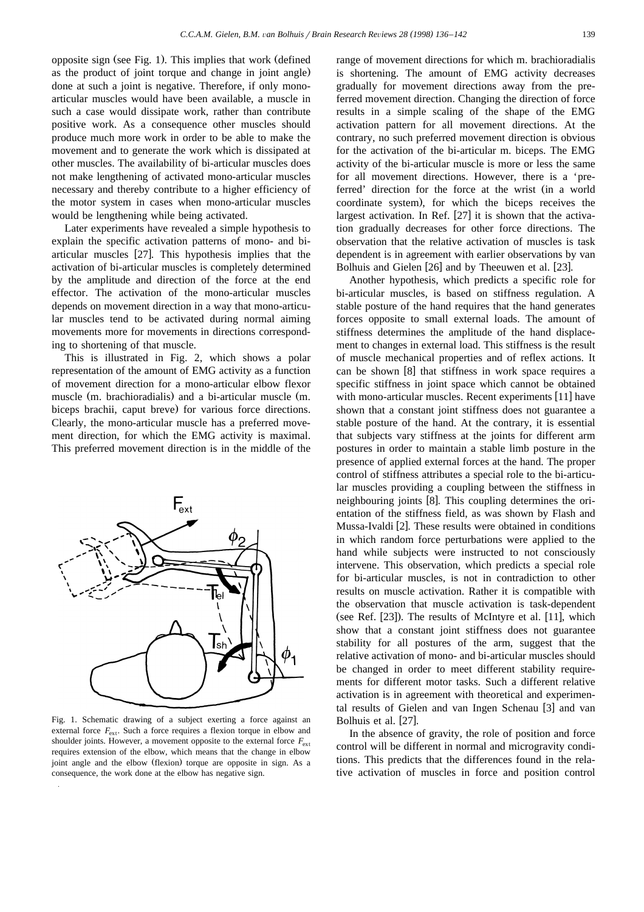opposite sign (see Fig. 1). This implies that work (defined as the product of joint torque and change in joint angle) done at such a joint is negative. Therefore, if only mono-articular muscles would have been available, a muscle in such a case would dissipate work, rather than contribute positive work. As a consequence other muscles should produce much more work in order to be able to make the movement and to generate the work which is dissipated at other muscles. The availability of bi-articular muscles does not make lengthening of activated mono-articular muscles necessary and thereby contribute to a higher efficiency of the motor system in cases when mono-articular muscles would be lengthening while being activated.

Later experiments have revealed a simple hypothesis to explain the specific activation patterns of mono- and bi-articular muscles [27]. This hypothesis implies that the activation of bi-articular muscles is completely determined by the amplitude and direction of the force at the end effector. The activation of the mono-articular muscles depends on movement direction in a way that mono-articular muscles tend to be activated during normal aiming movements more for movements in directions corresponding to shortening of that muscle.

This is illustrated in Fig. 2, which shows a polar representation of the amount of EMG activity as a function of movement direction for a mono-articular elbow flexor muscle (m. brachioradialis) and a bi-articular muscle (m. biceps brachii, caput breve) for various force directions. Clearly, the mono-articular muscle has a preferred movement direction, for which the EMG activity is maximal. This preferred movement direction is in the middle of the range of movement directions for which m. brachioradialis is shortening. The amount of EMG activity decreases gradually for movement directions away from the preferred movement direction. Changing the direction of force results in a simple scaling of the shape of the EMG activation pattern for all movement directions. At the contrary, no such preferred movement direction is obvious for the activation of the bi-articular m. biceps. The EMG activity of the bi-articular muscle is more or less the same for all movement directions. However, there is a 'preferred' direction for the force at the wrist (in a world coordinate system), for which the biceps receives the largest activation. In Ref. [27] it is shown that the activation gradually decreases for other force directions. The observation that the relative activation of muscles is task dependent is in agreement with earlier observations by van Bolhuis and Gielen [26] and by Theeuwen et al. [23].

Fig. 1. Schematic drawing of a subject exerting a force against an external force $F_{ext}$. Such a force requires a flexion torque in elbow and shoulder joints. However, a movement opposite to the external force $F_{ext}$ requires extension of the elbow, which means that the change in elbow joint angle and the elbow (flexion) torque are opposite in sign. As a consequence, the work done at the elbow has negative sign.

Another hypothesis, which predicts a specific role for bi-articular muscles, is based on stiffness regulation. A stable posture of the hand requires that the hand generates forces opposite to small external loads. The amount of stiffness determines the amplitude of the hand displacement to changes in external load. This stiffness is the result of muscle mechanical properties and of reflex actions. It can be shown [8] that stiffness in work space requires a specific stiffness in joint space which cannot be obtained with mono-articular muscles. Recent experiments [11] have shown that a constant joint stiffness does not guarantee a stable posture of the hand. At the contrary, it is essential that subjects vary stiffness at the joints for different arm postures in order to maintain a stable limb posture in the presence of applied external forces at the hand. The proper control of stiffness attributes a special role to the bi-articular muscles providing a coupling between the stiffness in neighbouring joints [8]. This coupling determines the orientation of the stiffness field, as was shown by Flash and Mussa-Ivaldi [2]. These results were obtained in conditions in which random force perturbations were applied to the hand while subjects were instructed to not consciously intervene. This observation, which predicts a special role for bi-articular muscles, is not in contradiction to other results on muscle activation. Rather it is compatible with the observation that muscle activation is task-dependent (see Ref. [23]). The results of McIntyre et al. [11], which show that a constant joint stiffness does not guarantee stability for all postures of the arm, suggest that the relative activation of mono- and bi-articular muscles should be changed in order to meet different stability requirements for different motor tasks. Such a different relative activation is in agreement with theoretical and experimental results of Gielen and van Ingen Schenau [3] and van Bolhuis et al. [27].

In the absence of gravity, the role of position and force control will be different in normal and microgravity conditions. This predicts that the differences found in the relative activation of muscles in force and position control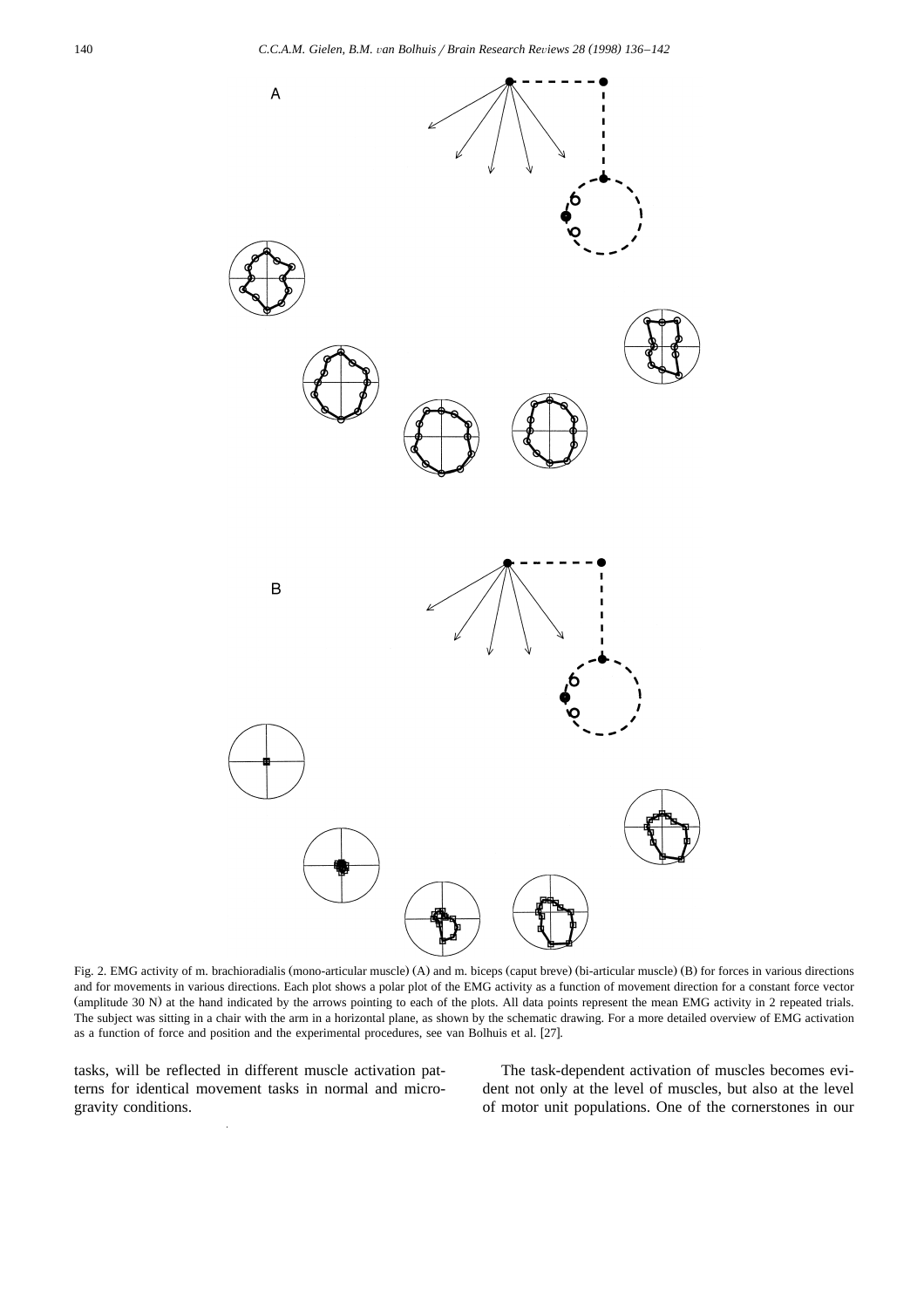Fig. 2. EMG activity of m. brachioradialis (mono-articular muscle) (A) and m. biceps (caput breve) (bi-articular muscle) (B) for forces in various directions and for movements in various directions. Each plot shows a polar plot of the EMG activity as a function of movement direction for a constant force vector (amplitude 30 N) at the hand indicated by the arrows pointing to each of the plots. All data points represent the mean EMG activity in 2 repeated trials. The subject was sitting in a chair with the arm in a horizontal plane, as shown by the schematic drawing. For a more detailed overview of EMG activation as a function of force and position and the experimental procedures, see van Bolhuis et al. [27].

tasks, will be reflected in different muscle activation patterns for identical movement tasks in normal and microgravity conditions.

The task-dependent activation of muscles becomes evident not only at the level of muscles, but also at the level of motor unit populations. One of the cornerstones in our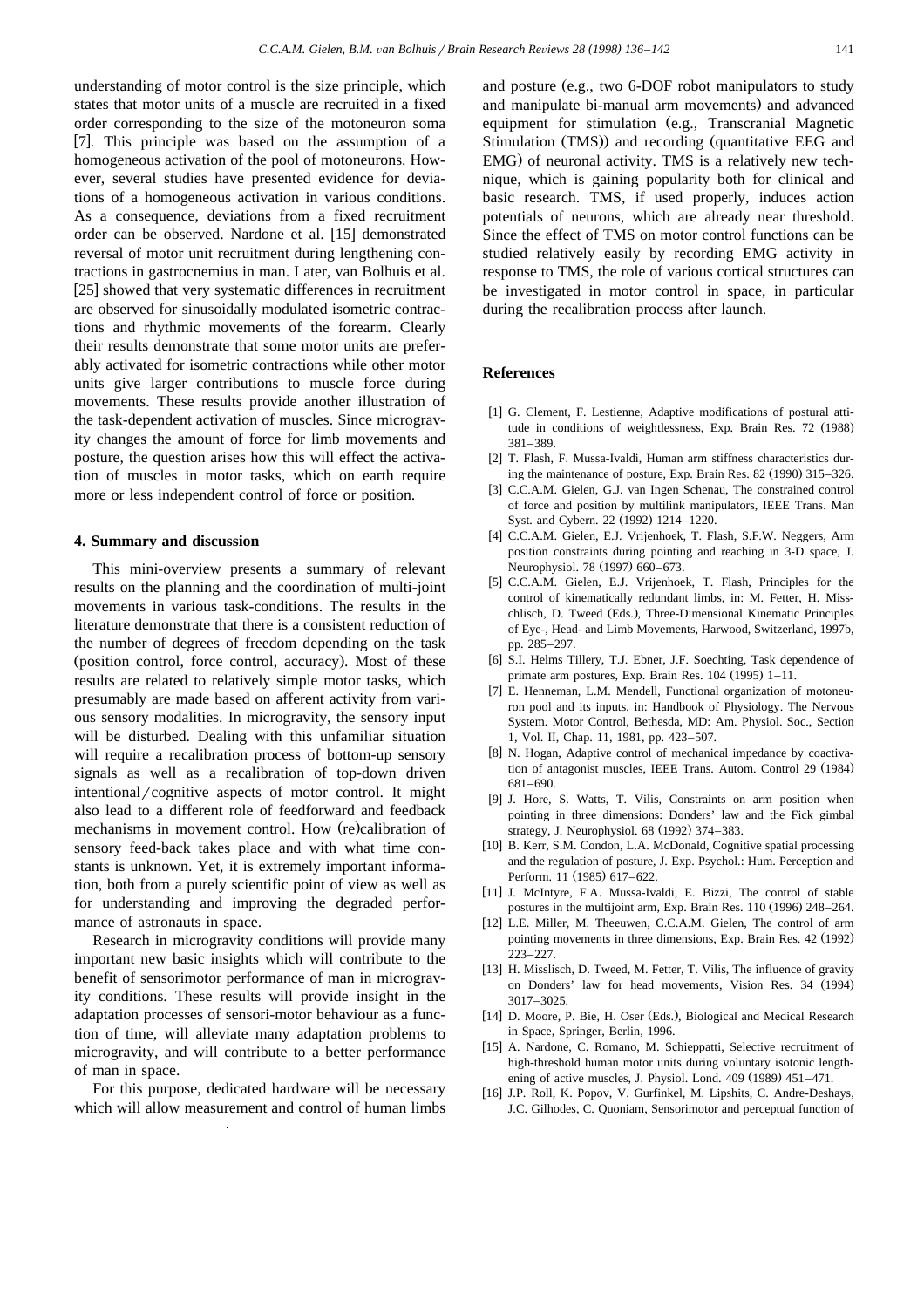understanding of motor control is the size principle, which states that motor units of a muscle are recruited in a fixed order corresponding to the size of the motoneuron soma [7]. This principle was based on the assumption of a homogeneous activation of the pool of motoneurons. However, several studies have presented evidence for deviations of a homogeneous activation in various conditions. As a consequence, deviations from a fixed recruitment order can be observed. Nardone et al. [15] demonstrated reversal of motor unit recruitment during lengthening contractions in gastrocnemius in man. Later, van Bolhuis et al. [25] showed that very systematic differences in recruitment are observed for sinusoidally modulated isometric contractions and rhythmic movements of the forearm. Clearly their results demonstrate that some motor units are preferably activated for isometric contractions while other motor units give larger contributions to muscle force during movements. These results provide another illustration of the task-dependent activation of muscles. Since microgravity changes the amount of force for limb movements and posture, the question arises how this will effect the activation of muscles in motor tasks, which on earth require more or less independent control of force or position.

## 4. Summary and discussion

This mini-overview presents a summary of relevant results on the planning and the coordination of multi-joint movements in various task-conditions. The results in the literature demonstrate that there is a consistent reduction of the number of degrees of freedom depending on the task (position control, force control, accuracy). Most of these results are related to relatively simple motor tasks, which presumably are made based on afferent activity from various sensory modalities. In microgravity, the sensory input will be disturbed. Dealing with this unfamiliar situation will require a recalibration process of bottom-up sensory signals as well as a recalibration of top-down driven intentional/cognitive aspects of motor control. It might also lead to a different role of feedforward and feedback mechanisms in movement control. How (re)calibration of sensory feed-back takes place and with what time constants is unknown. Yet, it is extremely important information, both from a purely scientific point of view as well as for understanding and improving the degraded performance of astronauts in space.

Research in microgravity conditions will provide many important new basic insights which will contribute to the benefit of sensorimotor performance of man in microgravity conditions. These results will provide insight in the adaptation processes of sensori-motor behaviour as a function of time, will alleviate many adaptation problems to microgravity, and will contribute to a better performance of man in space.

For this purpose, dedicated hardware will be necessary which will allow measurement and control of human limbs and posture (e.g., two 6-DOF robot manipulators to study and manipulate bi-manual arm movements) and advanced equipment for stimulation (e.g., Transcranial Magnetic Stimulation (TMS)) and recording (quantitative EEG and EMG) of neuronal activity. TMS is a relatively new technique, which is gaining popularity both for clinical and basic research. TMS, if used properly, induces action potentials of neurons, which are already near threshold. Since the effect of TMS on motor control functions can be studied relatively easily by recording EMG activity in response to TMS, the role of various cortical structures can be investigated in motor control in space, in particular during the recalibration process after launch.

## References

[1] G. Clement, F. Lestienne, Adaptive modifications of postural attitude in conditions of weightlessness, Exp. Brain Res. 72 (1988) 381–389.

[2] T. Flash, F. Mussa-Ivaldi, Human arm stiffness characteristics during the maintenance of posture, Exp. Brain Res. 82 (1990) 315–326.

[3] C.C.A.M. Gielen, G.J. van Ingen Schenau, The constrained control of force and position by multilink manipulators, IEEE Trans. Man Syst. and Cybern. 22 (1992) 1214–1220.

[4] C.C.A.M. Gielen, E.J. Vrijenhoek, T. Flash, S.F.W. Neggers, Arm position constraints during pointing and reaching in 3-D space, J. Neurophysiol. 78 (1997) 660–673.

[5] C.C.A.M. Gielen, E.J. Vrijenhoek, T. Flash, Principles for the control of kinematically redundant limbs, in: M. Fetter, H. Misschlisch, D. Tweed (Eds.), Three-Dimensional Kinematic Principles of Eye-, Head- and Limb Movements, Harwood, Switzerland, 1997b, pp. 285–297.

[6] S.I. Helms Tillery, T.J. Ebner, J.F. Soechting, Task dependence of primate arm postures, Exp. Brain Res. 104 (1995) 1–11.

[7] E. Henneman, L.M. Mendell, Functional organization of motoneuron pool and its inputs, in: Handbook of Physiology. The Nervous System. Motor Control, Bethesda, MD: Am. Physiol. Soc., Section 1, Vol. II, Chap. 11, 1981, pp. 423–507.

[8] N. Hogan, Adaptive control of mechanical impedance by coactivation of antagonist muscles, IEEE Trans. Autom. Control 29 (1984) 681–690.

[9] J. Hore, S. Watts, T. Vilis, Constraints on arm position when pointing in three dimensions: Donders' law and the Fick gimbal strategy, J. Neurophysiol. 68 (1992) 374–383.

[10] B. Kerr, S.M. Condon, L.A. McDonald, Cognitive spatial processing and the regulation of posture, J. Exp. Psychol.: Hum. Perception and Perform. 11 (1985) 617–622.

[11] J. McIntyre, F.A. Mussa-Ivaldi, E. Bizzi, The control of stable postures in the multijoint arm, Exp. Brain Res. 110 (1996) 248–264.

[12] L.E. Miller, M. Theeuwen, C.C.A.M. Gielen, The control of arm pointing movements in three dimensions, Exp. Brain Res. 42 (1992) 223–227.

[13] H. Misslisch, D. Tweed, M. Fetter, T. Vilis, The influence of gravity on Donders' law for head movements, Vision Res. 34 (1994) 3017–3025.

[14] D. Moore, P. Bie, H. Oser (Eds.), Biological and Medical Research in Space, Springer, Berlin, 1996.

[15] A. Nardone, C. Romano, M. Schieppatti, Selective recruitment of high-threshold human motor units during voluntary isotonic lengthening of active muscles, J. Physiol. Lond. 409 (1989) 451–471.

[16] J.P. Roll, K. Popov, V. Gurfinkel, M. Lipshits, C. Andre-Deshays, J.C. Gilhodes, C. Quoniam, Sensorimotor and perceptual function of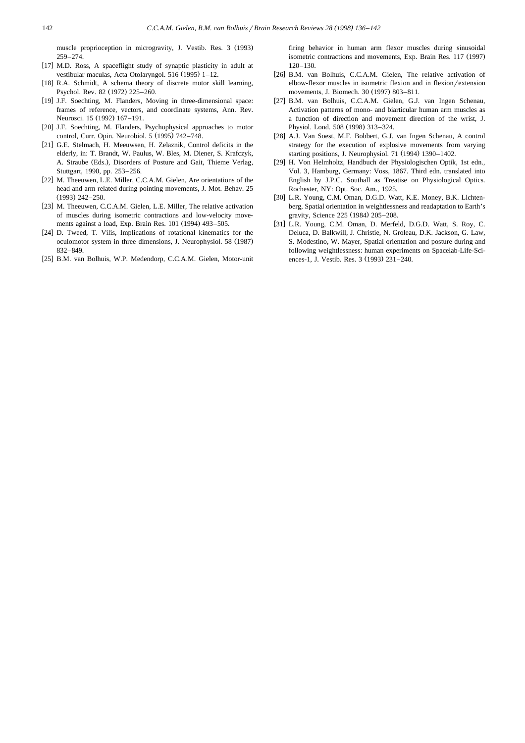muscle proprioception in microgravity, J. Vestib. Res. 3 (1993) 259–274.

[17] M.D. Ross, A spaceflight study of synaptic plasticity in adult at vestibular maculas, Acta Otolaryngol. 516 (1995) 1–12.

[18] R.A. Schmidt, A schema theory of discrete motor skill learning, Psychol. Rev. 82 (1972) 225–260.

[19] J.F. Soechting, M. Flanders, Moving in three-dimensional space: frames of reference, vectors, and coordinate systems, Ann. Rev. Neurosci. 15 (1992) 167–191.

[20] J.F. Soechting, M. Flanders, Psychophysical approaches to motor control, Curr. Opin. Neurobiol. 5 (1995) 742–748.

[21] G.E. Stelmach, H. Meeuwsen, H. Zelaznik, Control deficits in the elderly, in: T. Brandt, W. Paulus, W. Bles, M. Diener, S. Krafczyk, A. Straube (Eds.), Disorders of Posture and Gait, Thieme Verlag, Stuttgart, 1990, pp. 253–256.

[22] M. Theeuwen, L.E. Miller, C.C.A.M. Gielen, Are orientations of the head and arm related during pointing movements, J. Mot. Behav. 25 (1993) 242–250.

[23] M. Theeuwen, C.C.A.M. Gielen, L.E. Miller, The relative activation of muscles during isometric contractions and low-velocity movements against a load, Exp. Brain Res. 101 (1994) 493–505.

[24] D. Tweed, T. Vilis, Implications of rotational kinematics for the oculomotor system in three dimensions, J. Neurophysiol. 58 (1987) 832–849.

[25] B.M. van Bolhuis, W.P. Medendorp, C.C.A.M. Gielen, Motor-unit firing behavior in human arm flexor muscles during sinusoidal isometric contractions and movements, Exp. Brain Res. 117 (1997) 120–130.

[26] B.M. van Bolhuis, C.C.A.M. Gielen, The relative activation of elbow-flexor muscles in isometric flexion and in flexion/extension movements, J. Biomech. 30 (1997) 803–811.

[27] B.M. van Bolhuis, C.C.A.M. Gielen, G.J. van Ingen Schenau, Activation patterns of mono- and biarticular human arm muscles as a function of direction and movement direction of the wrist, J. Physiol. Lond. 508 (1998) 313–324.

[28] A.J. Van Soest, M.F. Bobbert, G.J. van Ingen Schenau, A control strategy for the execution of explosive movements from varying starting positions, J. Neurophysiol. 71 (1994) 1390–1402.

[29] H. Von Helmholtz, Handbuch der Physiologischen Optik, 1st edn., Vol. 3, Hamburg, Germany: Voss, 1867. Third edn. translated into English by J.P.C. Southall as Treatise on Physiological Optics. Rochester, NY: Opt. Soc. Am., 1925.

[30] L.R. Young, C.M. Oman, D.G.D. Watt, K.E. Money, B.K. Lichtenberg, Spatial orientation in weightlessness and readaptation to Earth's gravity, Science 225 (1984) 205–208.

[31] L.R. Young, C.M. Oman, D. Merfeld, D.G.D. Watt, S. Roy, C. Deluca, D. Balkwill, J. Christie, N. Groleau, D.K. Jackson, G. Law, S. Modestino, W. Mayer, Spatial orientation and posture during and following weightlessness: human experiments on Spacelab-Life-Sciences-1, J. Vestib. Res. 3 (1993) 231–240.